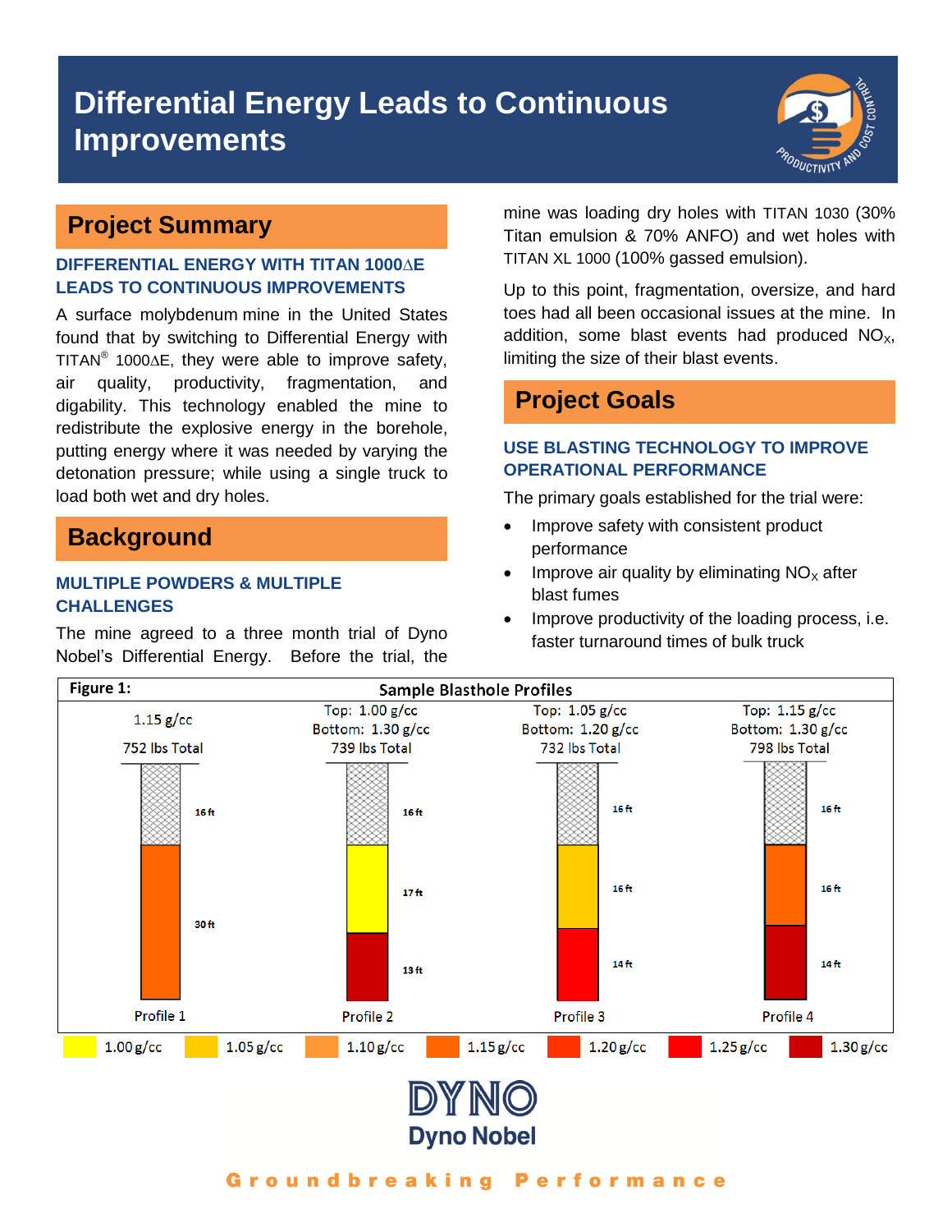# Differential Energy Leads to Continuous Improvements

## Project Summary

### DIFFERENTIAL ENERGY WITH TITAN 1000∆E LEADS TO CONTINUOUS IMPROVEMENTS

A surface molybdenum mine in the United States found that by switching to Differential Energy with TITAN® 1000∆E, they were able to improve safety, air quality, productivity, fragmentation, and digability. This technology enabled the mine to redistribute the explosive energy in the borehole, putting energy where it was needed by varying the detonation pressure; while using a single truck to load both wet and dry holes.

## Background

### MULTIPLE POWDERS & MULTIPLE CHALLENGES

The mine agreed to a three month trial of Dyno Nobel's Differential Energy. Before the trial, the mine was loading dry holes with TITAN 1030 (30% Titan emulsion & 70% ANFO) and wet holes with TITAN XL 1000 (100% gassed emulsion).

Up to this point, fragmentation, oversize, and hard toes had all been occasional issues at the mine. In addition, some blast events had produced $NO_X$, limiting the size of their blast events.

## Project Goals

### USE BLASTING TECHNOLOGY TO IMPROVE OPERATIONAL PERFORMANCE

The primary goals established for the trial were:

- Improve safety with consistent product performance
- Improve air quality by eliminating $NO_X$ after blast fumes
- Improve productivity of the loading process, i.e. faster turnaround times of bulk truck

**Figure 1:** Sample Blasthole Profiles

| | Profile 1 | Profile 2 | Profile 3 | Profile 4 |
|---|---|---|---|---|
| Density | 1.15 g/cc | Top: 1.00 g/cc, Bottom: 1.30 g/cc | Top: 1.05 g/cc, Bottom: 1.20 g/cc | Top: 1.15 g/cc, Bottom: 1.30 g/cc |
| Total | 752 lbs Total | 739 lbs Total | 732 lbs Total | 798 lbs Total |
| Stemming | 16 ft | 16 ft | 16 ft | 16 ft |
| Upper charge | 30 ft | 17 ft | 16 ft | 16 ft |
| Lower charge | | 13 ft | 14 ft | 14 ft |

Legend: 1.00 g/cc, 1.05 g/cc, 1.10 g/cc, 1.15 g/cc, 1.20 g/cc, 1.25 g/cc, 1.30 g/cc

DYNO Dyno Nobel

Groundbreaking Performance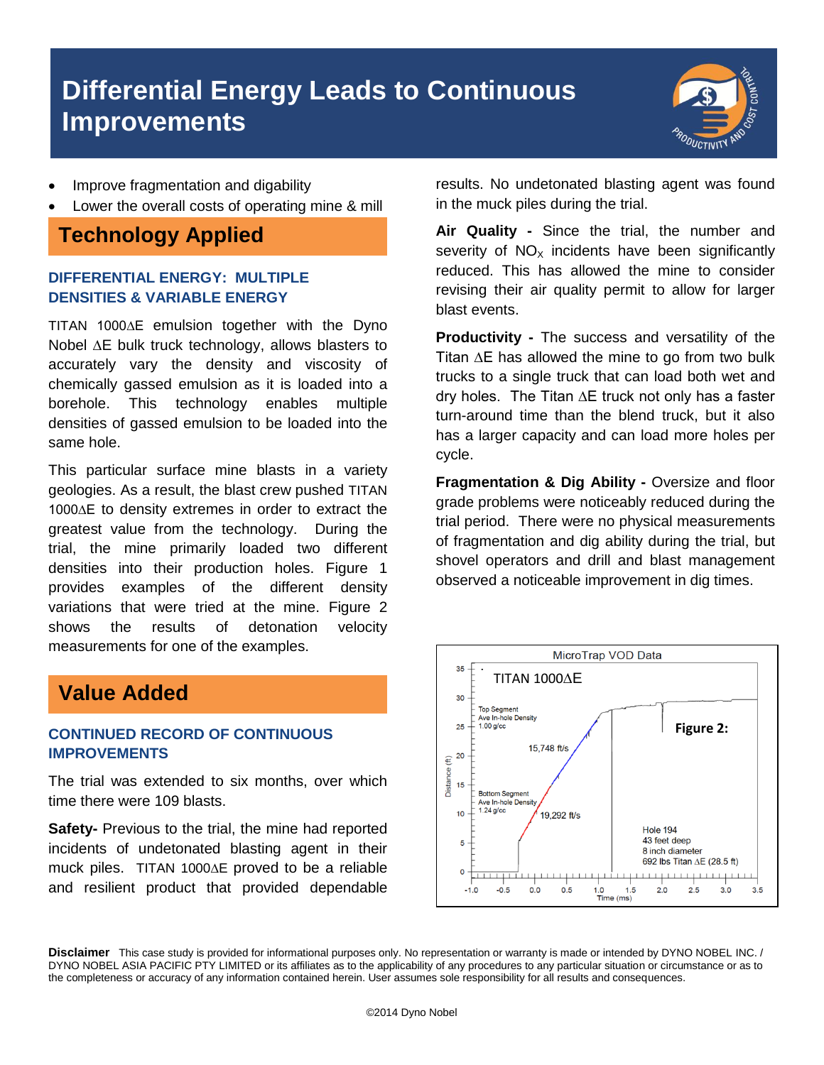# Differential Energy Leads to Continuous Improvements

- Improve fragmentation and digability
- Lower the overall costs of operating mine & mill

## Technology Applied

### DIFFERENTIAL ENERGY: MULTIPLE DENSITIES & VARIABLE ENERGY

TITAN 1000ΔE emulsion together with the Dyno Nobel ΔE bulk truck technology, allows blasters to accurately vary the density and viscosity of chemically gassed emulsion as it is loaded into a borehole. This technology enables multiple densities of gassed emulsion to be loaded into the same hole.

This particular surface mine blasts in a variety geologies. As a result, the blast crew pushed TITAN 1000ΔE to density extremes in order to extract the greatest value from the technology. During the trial, the mine primarily loaded two different densities into their production holes. Figure 1 provides examples of the different density variations that were tried at the mine. Figure 2 shows the results of detonation velocity measurements for one of the examples.

## Value Added

### CONTINUED RECORD OF CONTINUOUS IMPROVEMENTS

The trial was extended to six months, over which time there were 109 blasts.

**Safety-** Previous to the trial, the mine had reported incidents of undetonated blasting agent in their muck piles. TITAN 1000ΔE proved to be a reliable and resilient product that provided dependable results. No undetonated blasting agent was found in the muck piles during the trial.

**Air Quality -** Since the trial, the number and severity of $NO_X$ incidents have been significantly reduced. This has allowed the mine to consider revising their air quality permit to allow for larger blast events.

**Productivity -** The success and versatility of the Titan ΔE has allowed the mine to go from two bulk trucks to a single truck that can load both wet and dry holes. The Titan ΔE truck not only has a faster turn-around time than the blend truck, but it also has a larger capacity and can load more holes per cycle.

**Fragmentation & Dig Ability -** Oversize and floor grade problems were noticeably reduced during the trial period. There were no physical measurements of fragmentation and dig ability during the trial, but shovel operators and drill and blast management observed a noticeable improvement in dig times.

MicroTrap VOD Data

TITAN 1000ΔE

Figure 2:

Top Segment
Ave In-hole Density
1.00 g/cc

15,748 ft/s

Bottom Segment
Ave In-hole Density
1.24 g/cc

19,292 ft/s

Hole 194
43 feet deep
8 inch diameter
692 lbs Titan ΔE (28.5 ft)

Distance (ft)

Time (ms)

**Disclaimer** This case study is provided for informational purposes only. No representation or warranty is made or intended by DYNO NOBEL INC. / DYNO NOBEL ASIA PACIFIC PTY LIMITED or its affiliates as to the applicability of any procedures to any particular situation or circumstance or as to the completeness or accuracy of any information contained herein. User assumes sole responsibility for all results and consequences.

©2014 Dyno Nobel